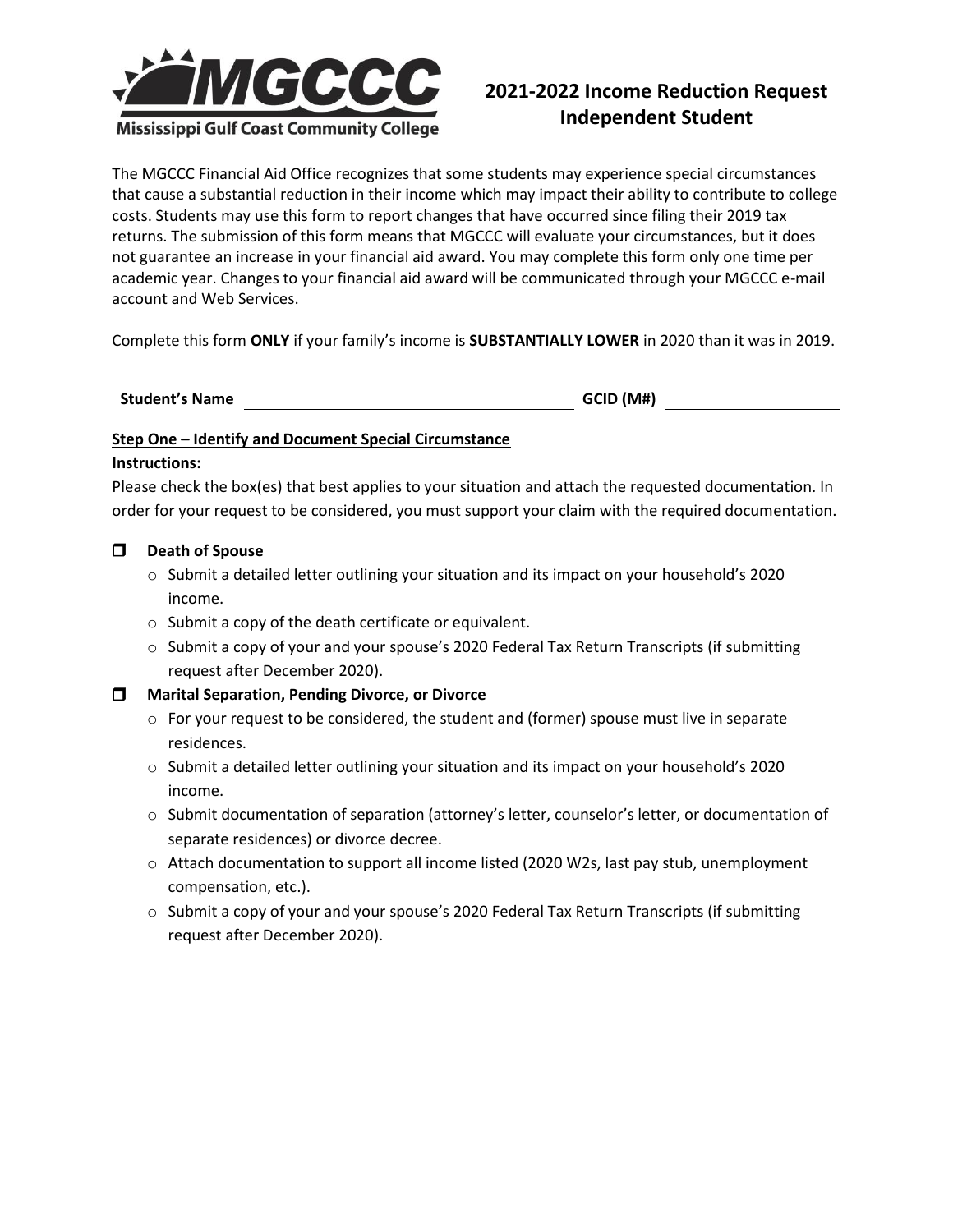**Mississippi Gulf Coast Community College**

# 2021-2022 Income Reduction Request Independent Student

The MGCCC Financial Aid Office recognizes that some students may experience special circumstances that cause a substantial reduction in their income which may impact their ability to contribute to college costs. Students may use this form to report changes that have occurred since filing their 2019 tax returns. The submission of this form means that MGCCC will evaluate your circumstances, but it does not guarantee an increase in your financial aid award. You may complete this form only one time per academic year. Changes to your financial aid award will be communicated through your MGCCC e-mail account and Web Services.

Complete this form **ONLY** if your family's income is **SUBSTANTIALLY LOWER** in 2020 than it was in 2019.

**Student's Name** ______________________________ **GCID (M#)** ____________________

**Step One – Identify and Document Special Circumstance**

**Instructions:**

Please check the box(es) that best applies to your situation and attach the requested documentation. In order for your request to be considered, you must support your claim with the required documentation.

- ☐ **Death of Spouse**
  - Submit a detailed letter outlining your situation and its impact on your household's 2020 income.
  - Submit a copy of the death certificate or equivalent.
  - Submit a copy of your and your spouse's 2020 Federal Tax Return Transcripts (if submitting request after December 2020).
- ☐ **Marital Separation, Pending Divorce, or Divorce**
  - For your request to be considered, the student and (former) spouse must live in separate residences.
  - Submit a detailed letter outlining your situation and its impact on your household's 2020 income.
  - Submit documentation of separation (attorney's letter, counselor's letter, or documentation of separate residences) or divorce decree.
  - Attach documentation to support all income listed (2020 W2s, last pay stub, unemployment compensation, etc.).
  - Submit a copy of your and your spouse's 2020 Federal Tax Return Transcripts (if submitting request after December 2020).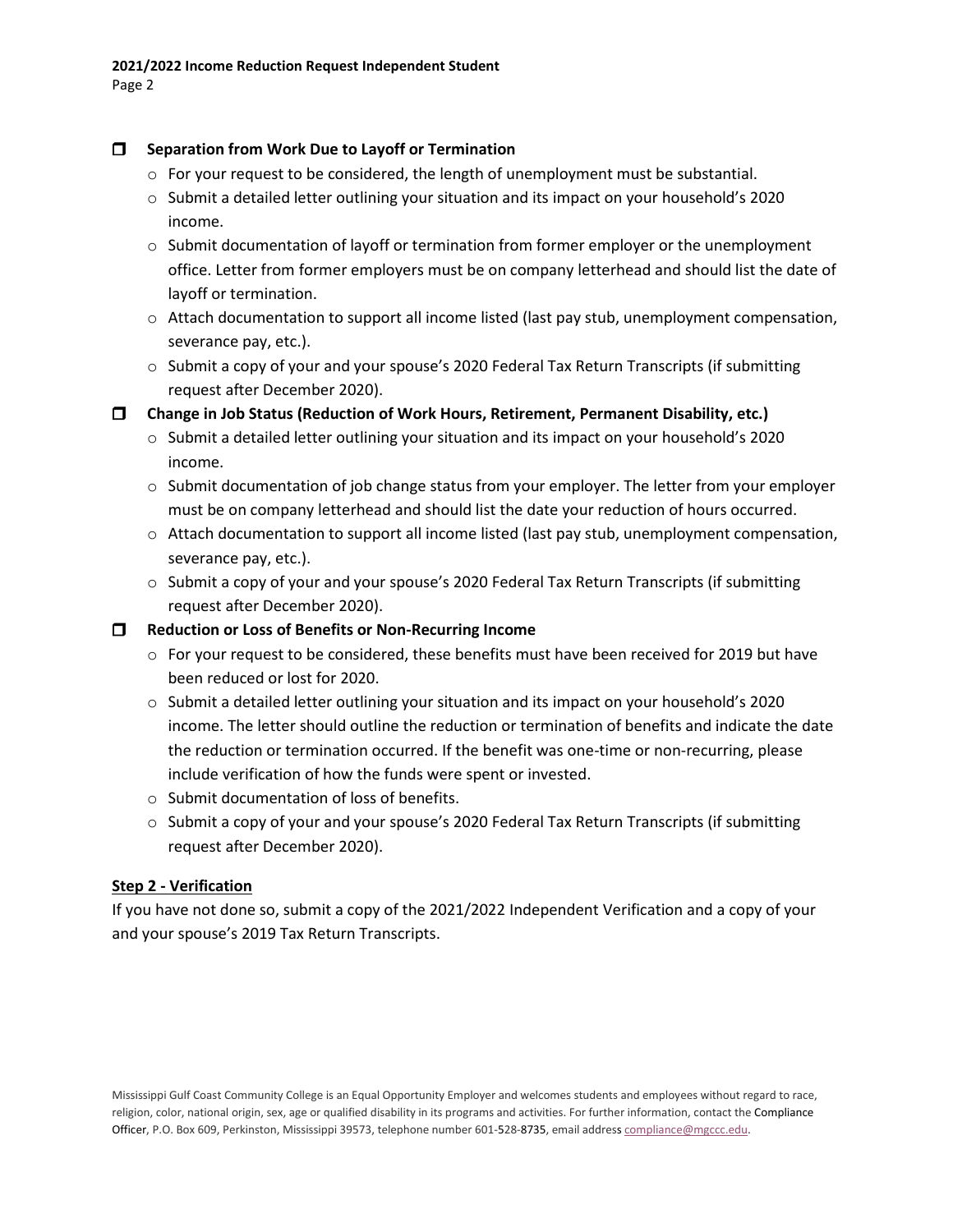- [ ] **Separation from Work Due to Layoff or Termination**
   - For your request to be considered, the length of unemployment must be substantial.
   - Submit a detailed letter outlining your situation and its impact on your household's 2020 income.
   - Submit documentation of layoff or termination from former employer or the unemployment office. Letter from former employers must be on company letterhead and should list the date of layoff or termination.
   - Attach documentation to support all income listed (last pay stub, unemployment compensation, severance pay, etc.).
   - Submit a copy of your and your spouse's 2020 Federal Tax Return Transcripts (if submitting request after December 2020).
- [ ] **Change in Job Status (Reduction of Work Hours, Retirement, Permanent Disability, etc.)**
   - Submit a detailed letter outlining your situation and its impact on your household's 2020 income.
   - Submit documentation of job change status from your employer. The letter from your employer must be on company letterhead and should list the date your reduction of hours occurred.
   - Attach documentation to support all income listed (last pay stub, unemployment compensation, severance pay, etc.).
   - Submit a copy of your and your spouse's 2020 Federal Tax Return Transcripts (if submitting request after December 2020).
- [ ] **Reduction or Loss of Benefits or Non-Recurring Income**
   - For your request to be considered, these benefits must have been received for 2019 but have been reduced or lost for 2020.
   - Submit a detailed letter outlining your situation and its impact on your household's 2020 income. The letter should outline the reduction or termination of benefits and indicate the date the reduction or termination occurred. If the benefit was one-time or non-recurring, please include verification of how the funds were spent or invested.
   - Submit documentation of loss of benefits.
   - Submit a copy of your and your spouse's 2020 Federal Tax Return Transcripts (if submitting request after December 2020).

**Step 2 - Verification**

If you have not done so, submit a copy of the 2021/2022 Independent Verification and a copy of your and your spouse's 2019 Tax Return Transcripts.

Mississippi Gulf Coast Community College is an Equal Opportunity Employer and welcomes students and employees without regard to race, religion, color, national origin, sex, age or qualified disability in its programs and activities. For further information, contact the Compliance Officer, P.O. Box 609, Perkinston, Mississippi 39573, telephone number 601-528-8735, email address compliance@mgccc.edu.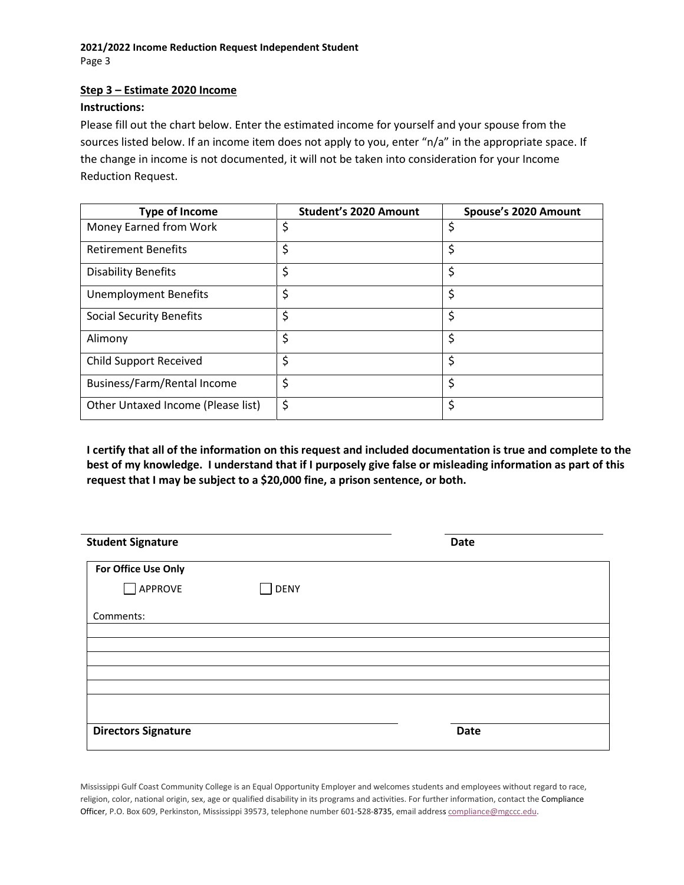**Step 3 – Estimate 2020 Income**

**Instructions:**

Please fill out the chart below. Enter the estimated income for yourself and your spouse from the sources listed below. If an income item does not apply to you, enter "n/a" in the appropriate space. If the change in income is not documented, it will not be taken into consideration for your Income Reduction Request.

| Type of Income | Student's 2020 Amount | Spouse's 2020 Amount |
|---|---|---|
| Money Earned from Work | $ | $ |
| Retirement Benefits | $ | $ |
| Disability Benefits | $ | $ |
| Unemployment Benefits | $ | $ |
| Social Security Benefits | $ | $ |
| Alimony | $ | $ |
| Child Support Received | $ | $ |
| Business/Farm/Rental Income | $ | $ |
| Other Untaxed Income (Please list) | $ | $ |

**I certify that all of the information on this request and included documentation is true and complete to the best of my knowledge. I understand that if I purposely give false or misleading information as part of this request that I may be subject to a $20,000 fine, a prison sentence, or both.**

______________________________ ______________
**Student Signature** **Date**

**For Office Use Only**

☐ APPROVE ☐ DENY

Comments:

______________________________ ______________
**Directors Signature** **Date**

Mississippi Gulf Coast Community College is an Equal Opportunity Employer and welcomes students and employees without regard to race, religion, color, national origin, sex, age or qualified disability in its programs and activities. For further information, contact the Compliance Officer, P.O. Box 609, Perkinston, Mississippi 39573, telephone number 601-528-8735, email address compliance@mgccc.edu.